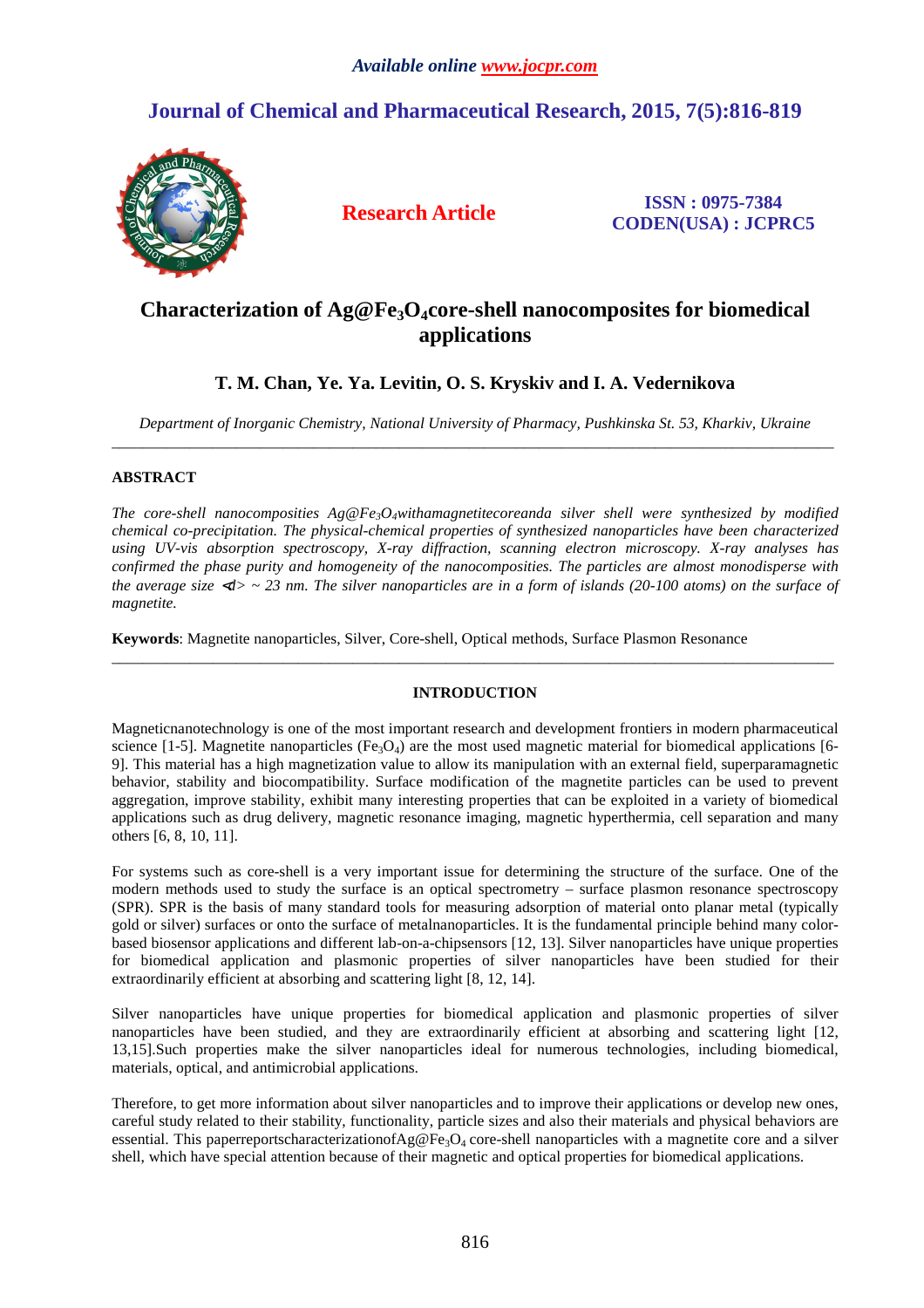*Available online www.jocpr.com*

# Journal of Chemical and Pharmaceutical Research, 2015, 7(5):816-819

**Research Article**

**ISSN : 0975-7384**
**CODEN(USA) : JCPRC5**

# Characterization of Ag@$Fe_3O_4$core-shell nanocomposites for biomedical applications

## T. M. Chan, Ye. Ya. Levitin, O. S. Kryskiv and I. A. Vedernikova

*Department of Inorganic Chemistry, National University of Pharmacy, Pushkinska St. 53, Kharkiv, Ukraine*

---

### ABSTRACT

*The core-shell nanocomposities Ag@$Fe_3O_4$withamagnetitecoreanda silver shell were synthesized by modified chemical co-precipitation. The physical-chemical properties of synthesized nanoparticles have been characterized using UV-vis absorption spectroscopy, X-ray diffraction, scanning electron microscopy. X-ray analyses has confirmed the phase purity and homogeneity of the nanocomposities. The particles are almost monodisperse with the average size <d> ~ 23 nm. The silver nanoparticles are in a form of islands (20-100 atoms) on the surface of magnetite.*

**Keywords**: Magnetite nanoparticles, Silver, Core-shell, Optical methods, Surface Plasmon Resonance

---

### INTRODUCTION

Magneticnanotechnology is one of the most important research and development frontiers in modern pharmaceutical science [1-5]. Magnetite nanoparticles ($Fe_3O_4$) are the most used magnetic material for biomedical applications [6-9]. This material has a high magnetization value to allow its manipulation with an external field, superparamagnetic behavior, stability and biocompatibility. Surface modification of the magnetite particles can be used to prevent aggregation, improve stability, exhibit many interesting properties that can be exploited in a variety of biomedical applications such as drug delivery, magnetic resonance imaging, magnetic hyperthermia, cell separation and many others [6, 8, 10, 11].

For systems such as core-shell is a very important issue for determining the structure of the surface. One of the modern methods used to study the surface is an optical spectrometry – surface plasmon resonance spectroscopy (SPR). SPR is the basis of many standard tools for measuring adsorption of material onto planar metal (typically gold or silver) surfaces or onto the surface of metalnanoparticles. It is the fundamental principle behind many color-based biosensor applications and different lab-on-a-chipsensors [12, 13]. Silver nanoparticles have unique properties for biomedical application and plasmonic properties of silver nanoparticles have been studied for their extraordinarily efficient at absorbing and scattering light [8, 12, 14].

Silver nanoparticles have unique properties for biomedical application and plasmonic properties of silver nanoparticles have been studied, and they are extraordinarily efficient at absorbing and scattering light [12, 13,15].Such properties make the silver nanoparticles ideal for numerous technologies, including biomedical, materials, optical, and antimicrobial applications.

Therefore, to get more information about silver nanoparticles and to improve their applications or develop new ones, careful study related to their stability, functionality, particle sizes and also their materials and physical behaviors are essential. This paperreportscharacterizationofAg@$Fe_3O_4$ core-shell nanoparticles with a magnetite core and a silver shell, which have special attention because of their magnetic and optical properties for biomedical applications.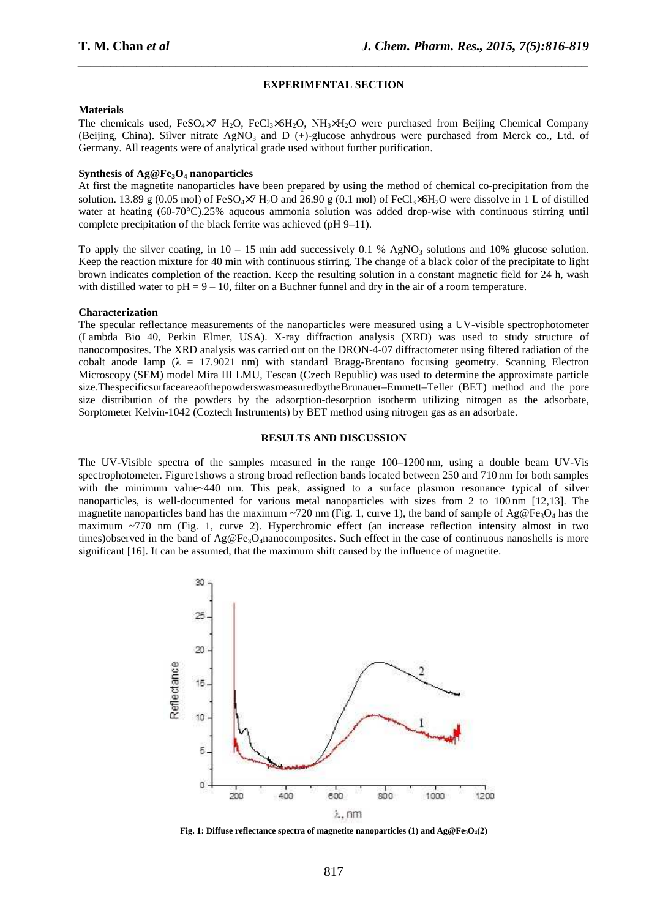## EXPERIMENTAL SECTION

### Materials

The chemicals used, $FeSO_4 \times 7\ H_2O$, $FeCl_3 \times 6H_2O$, $NH_3 \times H_2O$ were purchased from Beijing Chemical Company (Beijing, China). Silver nitrate $AgNO_3$ and D (+)-glucose anhydrous were purchased from Merck co., Ltd. of Germany. All reagents were of analytical grade used without further purification.

### Synthesis of $Ag@Fe_3O_4$ nanoparticles

At first the magnetite nanoparticles have been prepared by using the method of chemical co-precipitation from the solution. 13.89 g (0.05 mol) of $FeSO_4 \times 7\ H_2O$ and 26.90 g (0.1 mol) of $FeCl_3 \times 6H_2O$ were dissolve in 1 L of distilled water at heating (60-70°C).25% aqueous ammonia solution was added drop-wise with continuous stirring until complete precipitation of the black ferrite was achieved (pH 9–11).

To apply the silver coating, in 10 – 15 min add successively 0.1 % $AgNO_3$ solutions and 10% glucose solution. Keep the reaction mixture for 40 min with continuous stirring. The change of a black color of the precipitate to light brown indicates completion of the reaction. Keep the resulting solution in a constant magnetic field for 24 h, wash with distilled water to pH = 9 – 10, filter on a Buchner funnel and dry in the air of a room temperature.

### Characterization

The specular reflectance measurements of the nanoparticles were measured using a UV-visible spectrophotometer (Lambda Bio 40, Perkin Elmer, USA). X-ray diffraction analysis (XRD) was used to study structure of nanocomposites. The XRD analysis was carried out on the DRON-4-07 diffractometer using filtered radiation of the cobalt anode lamp ($\lambda$ = 17.9021 nm) with standard Bragg-Brentano focusing geometry. Scanning Electron Microscopy (SEM) model Mira III LMU, Tescan (Czech Republic) was used to determine the approximate particle size.ThespecificsurfaceareaofthepowderswasmeasuredbytheBrunauer–Emmett–Teller (BET) method and the pore size distribution of the powders by the adsorption-desorption isotherm utilizing nitrogen as the adsorbate, Sorptometer Kelvin-1042 (Coztech Instruments) by BET method using nitrogen gas as an adsorbate.

## RESULTS AND DISCUSSION

The UV-Visible spectra of the samples measured in the range 100–1200 nm, using a double beam UV-Vis spectrophotometer. Figure1shows a strong broad reflection bands located between 250 and 710 nm for both samples with the minimum value~440 nm. This peak, assigned to a surface plasmon resonance typical of silver nanoparticles, is well-documented for various metal nanoparticles with sizes from 2 to 100 nm [12,13]. The magnetite nanoparticles band has the maximum ~720 nm (Fig. 1, curve 1), the band of sample of $Ag@Fe_3O_4$ has the maximum ~770 nm (Fig. 1, curve 2). Hyperchromic effect (an increase reflection intensity almost in two times)observed in the band of $Ag@Fe_3O_4$nanocomposites. Such effect in the case of continuous nanoshells is more significant [16]. It can be assumed, that the maximum shift caused by the influence of magnetite.

**Fig. 1: Diffuse reflectance spectra of magnetite nanoparticles (1) and $Ag@Fe_3O_4$(2)**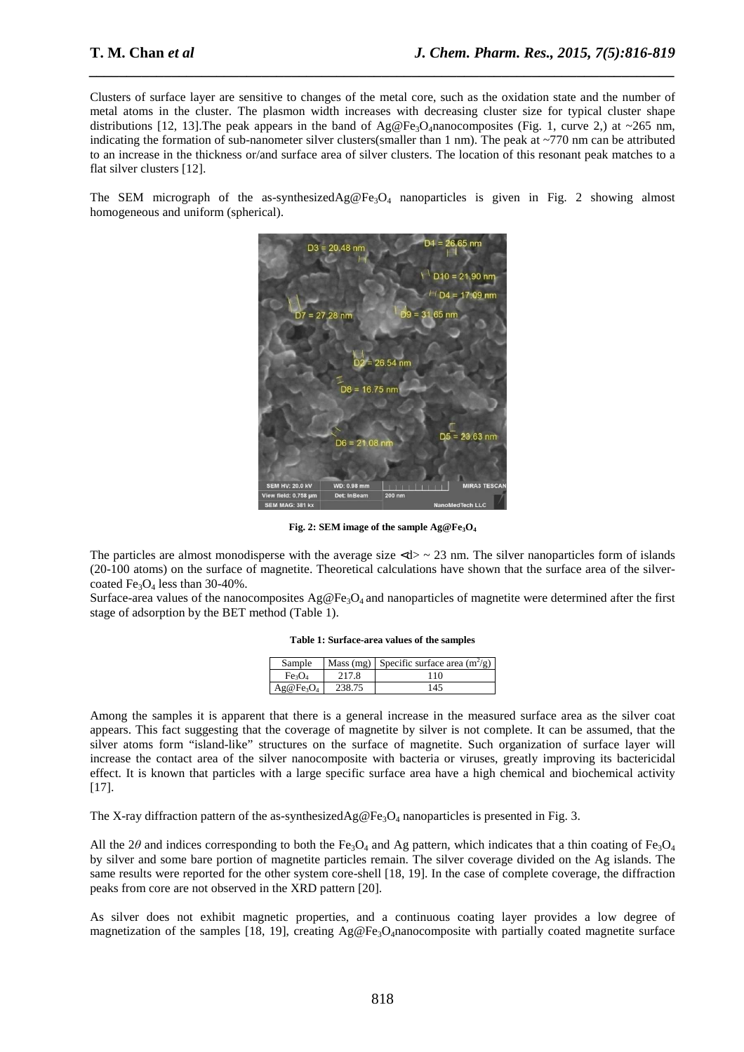Clusters of surface layer are sensitive to changes of the metal core, such as the oxidation state and the number of metal atoms in the cluster. The plasmon width increases with decreasing cluster size for typical cluster shape distributions [12, 13].The peak appears in the band of $Ag@Fe_3O_4$nanocomposites (Fig. 1, curve 2,) at ~265 nm, indicating the formation of sub-nanometer silver clusters(smaller than 1 nm). The peak at ~770 nm can be attributed to an increase in the thickness or/and surface area of silver clusters. The location of this resonant peak matches to a flat silver clusters [12].

The SEM micrograph of the as-synthesized$Ag@Fe_3O_4$ nanoparticles is given in Fig. 2 showing almost homogeneous and uniform (spherical).

**Fig. 2: SEM image of the sample $Ag@Fe_3O_4$**

The particles are almost monodisperse with the average size <d> ~ 23 nm. The silver nanoparticles form of islands (20-100 atoms) on the surface of magnetite. Theoretical calculations have shown that the surface area of the silver-coated $Fe_3O_4$ less than 30-40%.

Surface-area values of the nanocomposites $Ag@Fe_3O_4$ and nanoparticles of magnetite were determined after the first stage of adsorption by the BET method (Table 1).

**Table 1: Surface-area values of the samples**

| Sample | Mass (mg) | Specific surface area ($m^2/g$) |
|---|---|---|
| $Fe_3O_4$ | 217.8 | 110 |
| $Ag@Fe_3O_4$ | 238.75 | 145 |

Among the samples it is apparent that there is a general increase in the measured surface area as the silver coat appears. This fact suggesting that the coverage of magnetite by silver is not complete. It can be assumed, that the silver atoms form "island-like" structures on the surface of magnetite. Such organization of surface layer will increase the contact area of the silver nanocomposite with bacteria or viruses, greatly improving its bactericidal effect. It is known that particles with a large specific surface area have a high chemical and biochemical activity [17].

The X-ray diffraction pattern of the as-synthesized$Ag@Fe_3O_4$ nanoparticles is presented in Fig. 3.

All the $2\theta$ and indices corresponding to both the $Fe_3O_4$ and Ag pattern, which indicates that a thin coating of $Fe_3O_4$ by silver and some bare portion of magnetite particles remain. The silver coverage divided on the Ag islands. The same results were reported for the other system core-shell [18, 19]. In the case of complete coverage, the diffraction peaks from core are not observed in the XRD pattern [20].

As silver does not exhibit magnetic properties, and a continuous coating layer provides a low degree of magnetization of the samples [18, 19], creating $Ag@Fe_3O_4$nanocomposite with partially coated magnetite surface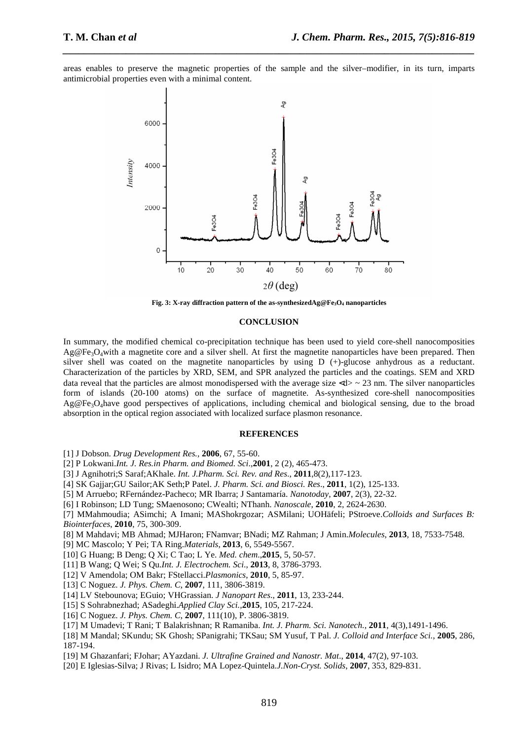areas enables to preserve the magnetic properties of the sample and the silver–modifier, in its turn, imparts antimicrobial properties even with a minimal content.

Ag
6000
Fe3O4
4000
Intensity
Ag
Fe3O4
Fe3O4
Ag
2000
Fe3O4
Fe3O4
Fe3O4
Fe3O4
0
10 20 30 40 50 60 70 80
$2\theta$ (deg)

**Fig. 3: X-ray diffraction pattern of the as-synthesizedAg@$Fe_3O_4$ nanoparticles**

## CONCLUSION

In summary, the modified chemical co-precipitation technique has been used to yield core-shell nanocomposities Ag@$Fe_3O_4$with a magnetite core and a silver shell. At first the magnetite nanoparticles have been prepared. Then silver shell was coated on the magnetite nanoparticles by using D (+)-glucose anhydrous as a reductant. Characterization of the particles by XRD, SEM, and SPR analyzed the particles and the coatings. SEM and XRD data reveal that the particles are almost monodispersed with the average size <d> ~ 23 nm. The silver nanoparticles form of islands (20-100 atoms) on the surface of magnetite. As-synthesized core-shell nanocomposities Ag@$Fe_3O_4$have good perspectives of applications, including chemical and biological sensing, due to the broad absorption in the optical region associated with localized surface plasmon resonance.

## REFERENCES

[1] J Dobson. *Drug Development Res.*, **2006**, 67, 55-60.
[2] P Lokwani.*Int. J. Res.in Pharm. and Biomed. Sci*.,**2001**, 2 (2), 465-473.
[3] J Agnihotri;S Saraf;AKhale. *Int. J.Pharm. Sci. Rev. and Res*., **2011**,8(2),117-123.
[4] SK Gajjar;GU Sailor;AK Seth;P Patel. *J. Pharm. Sci. and Biosci. Res*., **2011**, 1(2), 125-133.
[5] M Arruebo; RFernández-Pacheco; MR Ibarra; J Santamaría. *Nanotoday*, **2007**, 2(3), 22-32.
[6] I Robinson; LD Tung; SMaenosono; CWealti; NThanh. *Nanoscale*, **2010**, 2, 2624-2630.
[7] MMahmoudia; ASimchi; A Imani; MAShokrgozar; ASMilani; UOHäfeli; PStroeve.*Colloids and Surfaces B: Biointerfaces*, **2010**, 75, 300-309.
[8] M Mahdavi; MB Ahmad; MJHaron; FNamvar; BNadi; MZ Rahman; J Amin.*Molecules*, **2013**, 18, 7533-7548.
[9] MC Mascolo; Y Pei; TA Ring.*Materials*, **2013**, 6, 5549-5567.
[10] G Huang; B Deng; Q Xi; C Tao; L Ye. *Med. chem*.,**2015**, 5, 50-57.
[11] B Wang; Q Wei; S Qu.*Int. J. Electrochem. Sci*., **2013**, 8, 3786-3793.
[12] V Amendola; OM Bakr; FStellacci.*Plasmonics*, **2010**, 5, 85-97.
[13] C Noguez. *J. Phys. Chem. C*, **2007**, 111, 3806-3819.
[14] LV Stebounova; EGuio; VHGrassian. *J Nanopart Res*., **2011**, 13, 233-244.
[15] S Sohrabnezhad; ASadeghi.*Applied Clay Sci.*,**2015**, 105, 217-224.
[16] C Noguez. *J. Phys. Chem. C*, **2007**, 111(10), P. 3806-3819.
[17] M Umadevi; T Rani; T Balakrishnan; R Ramaniba. *Int. J. Pharm. Sci. Nanotech.*, **2011**, 4(3),1491-1496.
[18] M Mandal; SKundu; SK Ghosh; SPanigrahi; TKSau; SM Yusuf, T Pal. *J. Colloid and Interface Sci.*, **2005**, 286, 187-194.
[19] M Ghazanfari; FJohar; AYazdani. *J. Ultrafine Grained and Nanostr. Mat*., **2014**, 47(2), 97-103.
[20] E Iglesias-Silva; J Rivas; L Isidro; MA Lopez-Quintela.*J.Non-Cryst. Solids*, **2007**, 353, 829-831.